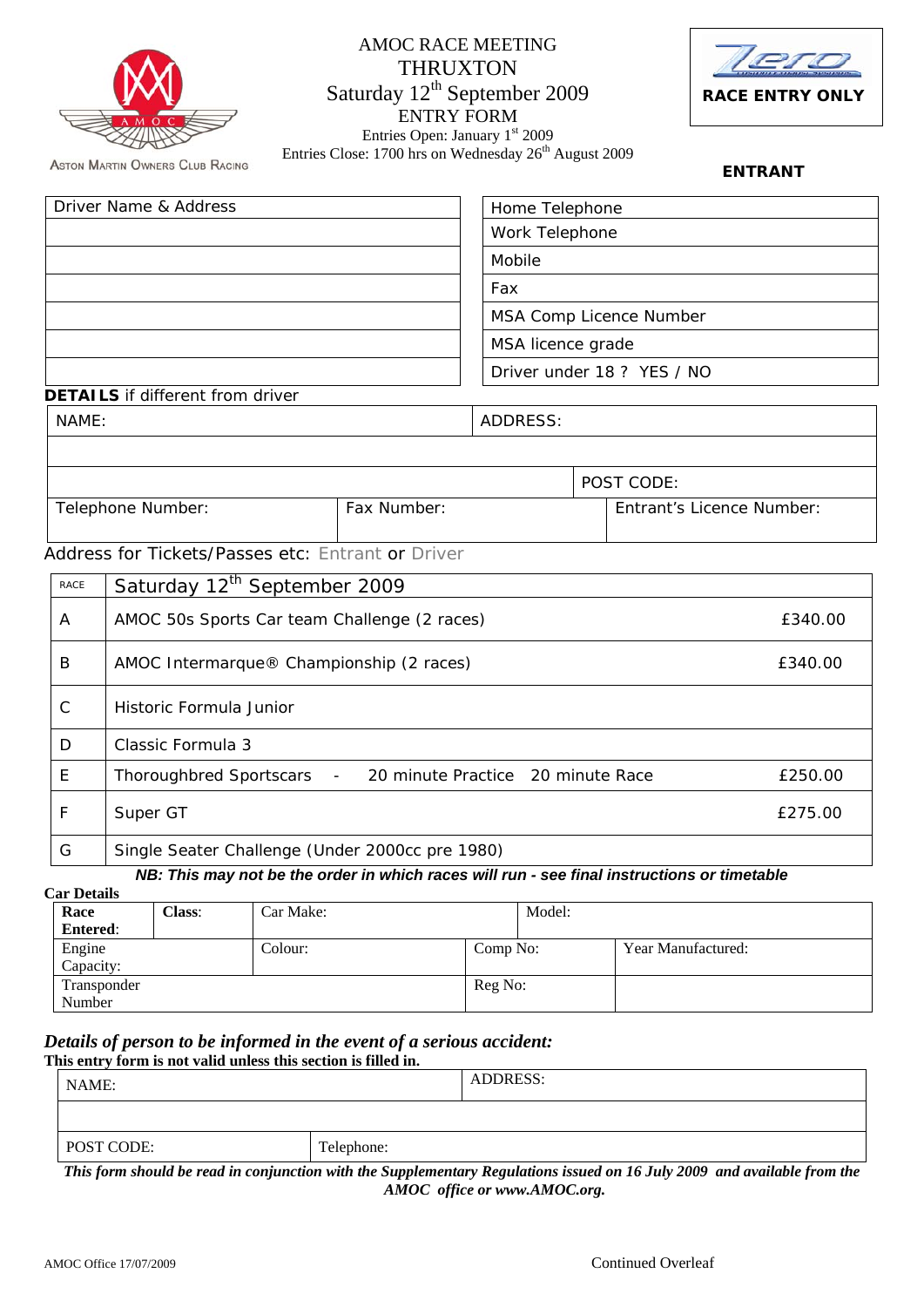Aston Martin Owners Club Racing

# AMOC RACE MEETING
# THRUXTON
## Saturday 12th September 2009
## ENTRY FORM

Entries Open: January 1st 2009

Entries Close: 1700 hrs on Wednesday 26th August 2009

**RACE ENTRY ONLY**

**ENTRANT**

| Driver Name & Address | Home Telephone |
|---|---|
| | Work Telephone |
| | Mobile |
| | Fax |
| | MSA Comp Licence Number |
| | MSA licence grade |
| | Driver under 18 ? YES / NO |

**DETAILS** if different from driver

| NAME: | | ADDRESS: | |
|---|---|---|---|
| | | | |
| | | | POST CODE: |
| Telephone Number: | Fax Number: | | Entrant's Licence Number: |

Address for Tickets/Passes etc: Entrant or Driver

| RACE | Saturday 12th September 2009 | |
|---|---|---|
| A | AMOC 50s Sports Car team Challenge (2 races) | £340.00 |
| B | AMOC Intermarque® Championship (2 races) | £340.00 |
| C | Historic Formula Junior | |
| D | Classic Formula 3 | |
| E | Thoroughbred Sportscars - 20 minute Practice 20 minute Race | £250.00 |
| F | Super GT | £275.00 |
| G | Single Seater Challenge (Under 2000cc pre 1980) | |

***NB: This may not be the order in which races will run - see final instructions or timetable***

**Car Details**

| **Race Entered**: | **Class**: | Car Make: | | Model: |
|---|---|---|---|---|
| Engine Capacity: | | Colour: | Comp No: | Year Manufactured: |
| Transponder Number | | | Reg No: | |

### *Details of person to be informed in the event of a serious accident:*

**This entry form is not valid unless this section is filled in.**

| NAME: | ADDRESS: |
|---|---|
| | |
| POST CODE: | Telephone: |

***This form should be read in conjunction with the Supplementary Regulations issued on 16 July 2009 and available from the AMOC office or www.AMOC.org.***

AMOC Office 17/07/2009

Continued Overleaf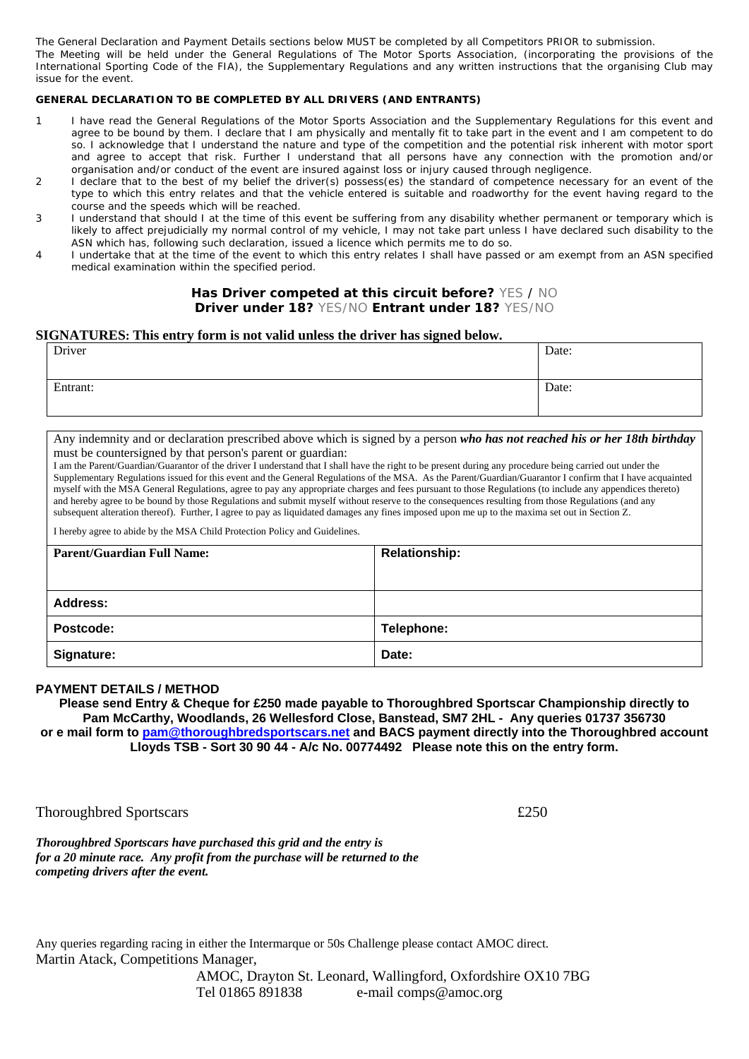The General Declaration and Payment Details sections below MUST be completed by all Competitors PRIOR to submission.
The Meeting will be held under the General Regulations of The Motor Sports Association, (incorporating the provisions of the International Sporting Code of the FIA), the Supplementary Regulations and any written instructions that the organising Club may issue for the event.

**GENERAL DECLARATION TO BE COMPLETED BY ALL DRIVERS (AND ENTRANTS)**

1. I have read the General Regulations of the Motor Sports Association and the Supplementary Regulations for this event and agree to be bound by them. I declare that I am physically and mentally fit to take part in the event and I am competent to do so. I acknowledge that I understand the nature and type of the competition and the potential risk inherent with motor sport and agree to accept that risk. Further I understand that all persons have any connection with the promotion and/or organisation and/or conduct of the event are insured against loss or injury caused through negligence.
2. I declare that to the best of my belief the driver(s) possess(es) the standard of competence necessary for an event of the type to which this entry relates and that the vehicle entered is suitable and roadworthy for the event having regard to the course and the speeds which will be reached.
3. I understand that should I at the time of this event be suffering from any disability whether permanent or temporary which is likely to affect prejudicially my normal control of my vehicle, I may not take part unless I have declared such disability to the ASN which has, following such declaration, issued a licence which permits me to do so.
4. I undertake that at the time of the event to which this entry relates I shall have passed or am exempt from an ASN specified medical examination within the specified period.

**Has Driver competed at this circuit before?** YES / NO
**Driver under 18?** YES/NO **Entrant under 18?** YES/NO

**SIGNATURES: This entry form is not valid unless the driver has signed below.**

| | |
|---|---|
| Driver | Date: |
| Entrant: | Date: |

Any indemnity and or declaration prescribed above which is signed by a person ***who has not reached his or her 18th birthday*** must be countersigned by that person's parent or guardian:

I am the Parent/Guardian/Guarantor of the driver I understand that I shall have the right to be present during any procedure being carried out under the Supplementary Regulations issued for this event and the General Regulations of the MSA. As the Parent/Guardian/Guarantor I confirm that I have acquainted myself with the MSA General Regulations, agree to pay any appropriate charges and fees pursuant to those Regulations (to include any appendices thereto) and hereby agree to be bound by those Regulations and submit myself without reserve to the consequences resulting from those Regulations (and any subsequent alteration thereof). Further, I agree to pay as liquidated damages any fines imposed upon me up to the maxima set out in Section Z.

I hereby agree to abide by the MSA Child Protection Policy and Guidelines.

| | |
|---|---|
| **Parent/Guardian Full Name:** | **Relationship:** |
| **Address:** | |
| **Postcode:** | **Telephone:** |
| **Signature:** | **Date:** |

**PAYMENT DETAILS / METHOD**

**Please send Entry & Cheque for £250 made payable to Thoroughbred Sportscar Championship directly to Pam McCarthy, Woodlands, 26 Wellesford Close, Banstead, SM7 2HL - Any queries 01737 356730 or e mail form to pam@thoroughbredsportscars.net and BACS payment directly into the Thoroughbred account Lloyds TSB - Sort 30 90 44 - A/c No. 00774492 Please note this on the entry form.**

Thoroughbred Sportscars £250

***Thoroughbred Sportscars have purchased this grid and the entry is for a 20 minute race. Any profit from the purchase will be returned to the competing drivers after the event.***

Any queries regarding racing in either the Intermarque or 50s Challenge please contact AMOC direct.
Martin Atack, Competitions Manager,
AMOC, Drayton St. Leonard, Wallingford, Oxfordshire OX10 7BG
Tel 01865 891838 e-mail comps@amoc.org